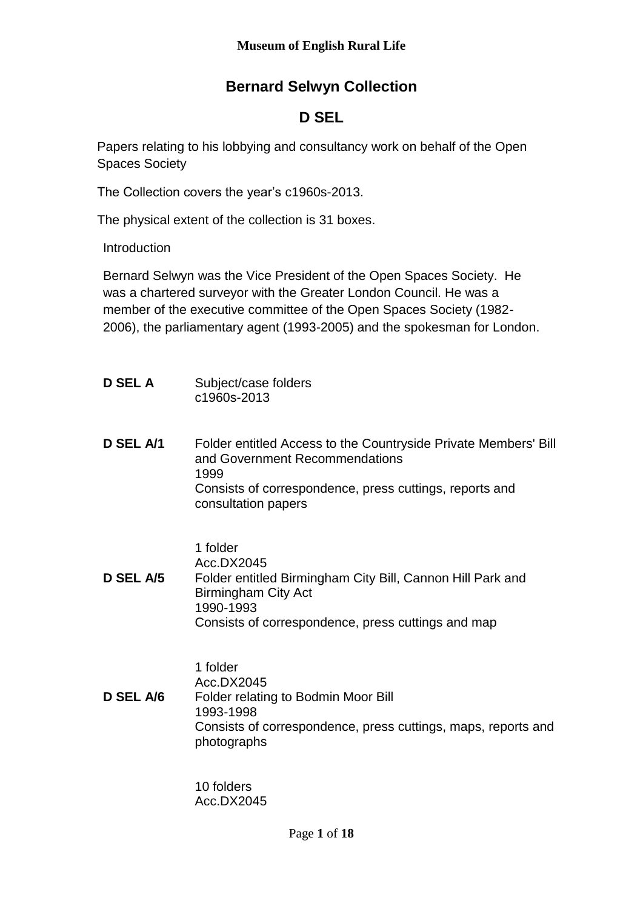Museum of English Rural Life

# Bernard Selwyn Collection

## D SEL

Papers relating to his lobbying and consultancy work on behalf of the Open Spaces Society

The Collection covers the year's c1960s-2013.

The physical extent of the collection is 31 boxes.

Introduction

Bernard Selwyn was the Vice President of the Open Spaces Society. He was a chartered surveyor with the Greater London Council. He was a member of the executive committee of the Open Spaces Society (1982-2006), the parliamentary agent (1993-2005) and the spokesman for London.

**D SEL A** Subject/case folders
c1960s-2013

**D SEL A/1** Folder entitled Access to the Countryside Private Members' Bill and Government Recommendations
1999
Consists of correspondence, press cuttings, reports and consultation papers

1 folder
Acc.DX2045

**D SEL A/5** Folder entitled Birmingham City Bill, Cannon Hill Park and Birmingham City Act
1990-1993
Consists of correspondence, press cuttings and map

1 folder
Acc.DX2045

**D SEL A/6** Folder relating to Bodmin Moor Bill
1993-1998
Consists of correspondence, press cuttings, maps, reports and photographs

10 folders
Acc.DX2045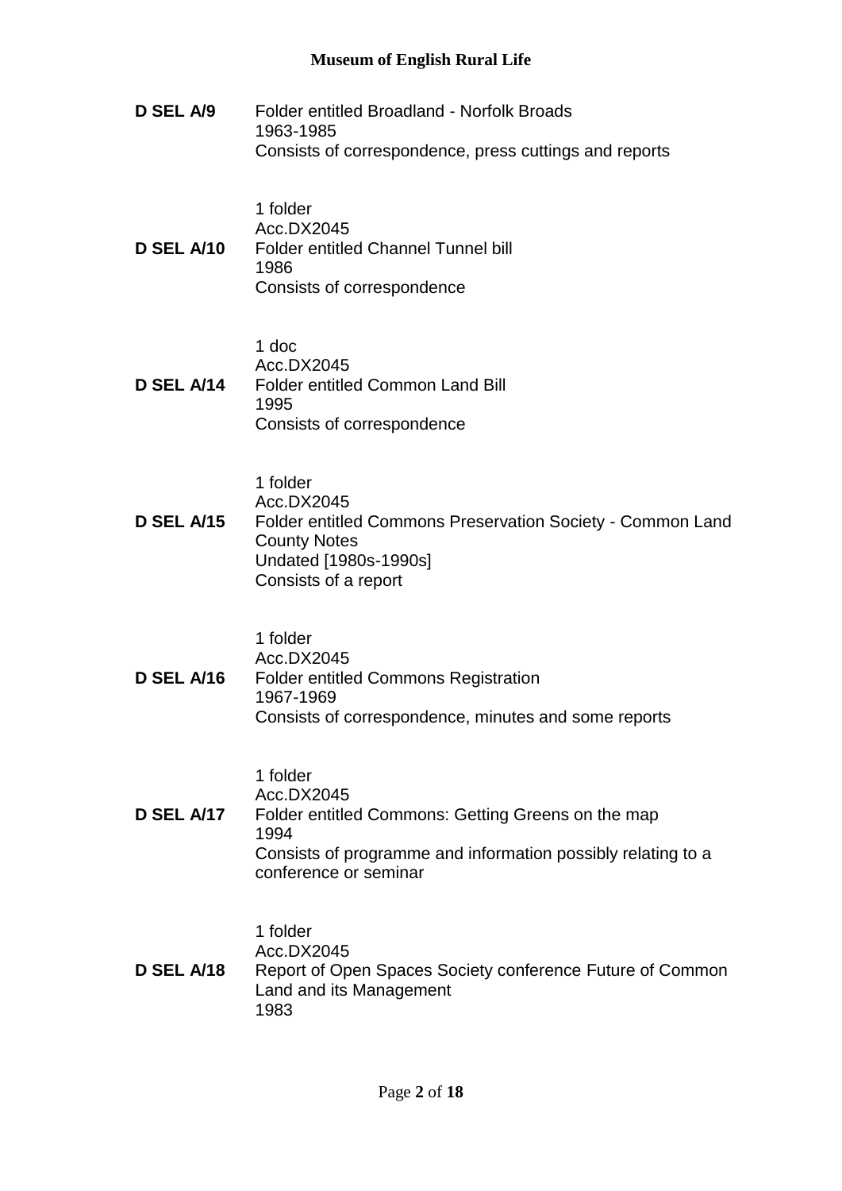**D SEL A/9** Folder entitled Broadland - Norfolk Broads
1963-1985
Consists of correspondence, press cuttings and reports

1 folder
Acc.DX2045

**D SEL A/10** Folder entitled Channel Tunnel bill
1986
Consists of correspondence

1 doc
Acc.DX2045

**D SEL A/14** Folder entitled Common Land Bill
1995
Consists of correspondence

1 folder
Acc.DX2045

**D SEL A/15** Folder entitled Commons Preservation Society - Common Land County Notes
Undated [1980s-1990s]
Consists of a report

1 folder
Acc.DX2045

**D SEL A/16** Folder entitled Commons Registration
1967-1969
Consists of correspondence, minutes and some reports

1 folder
Acc.DX2045

**D SEL A/17** Folder entitled Commons: Getting Greens on the map
1994
Consists of programme and information possibly relating to a conference or seminar

1 folder
Acc.DX2045

**D SEL A/18** Report of Open Spaces Society conference Future of Common Land and its Management
1983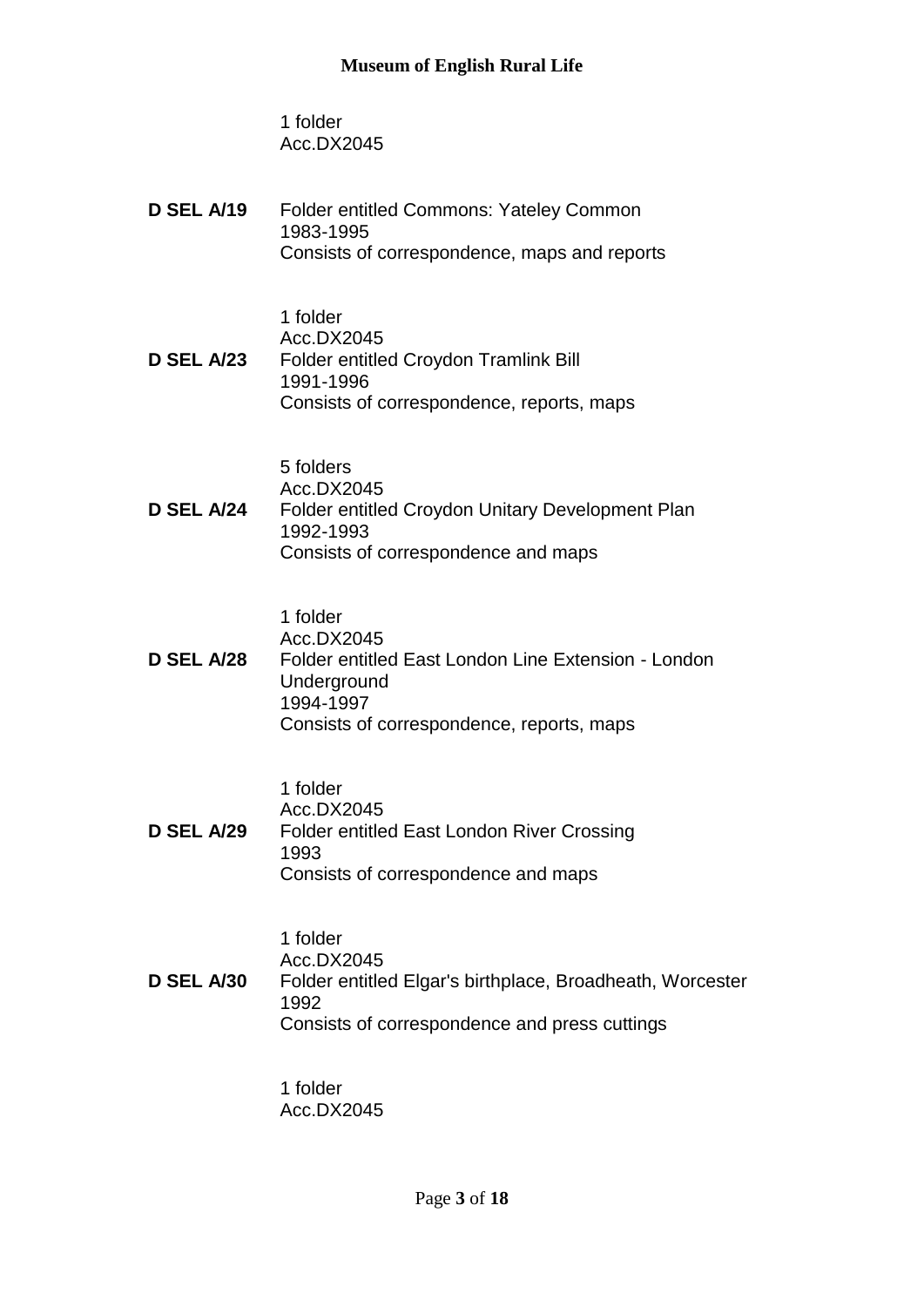1 folder
Acc.DX2045

**D SEL A/19** Folder entitled Commons: Yateley Common
1983-1995
Consists of correspondence, maps and reports

1 folder
Acc.DX2045

**D SEL A/23** Folder entitled Croydon Tramlink Bill
1991-1996
Consists of correspondence, reports, maps

5 folders
Acc.DX2045

**D SEL A/24** Folder entitled Croydon Unitary Development Plan
1992-1993
Consists of correspondence and maps

1 folder
Acc.DX2045

**D SEL A/28** Folder entitled East London Line Extension - London Underground
1994-1997
Consists of correspondence, reports, maps

1 folder
Acc.DX2045

**D SEL A/29** Folder entitled East London River Crossing
1993
Consists of correspondence and maps

1 folder
Acc.DX2045

**D SEL A/30** Folder entitled Elgar's birthplace, Broadheath, Worcester
1992
Consists of correspondence and press cuttings

1 folder
Acc.DX2045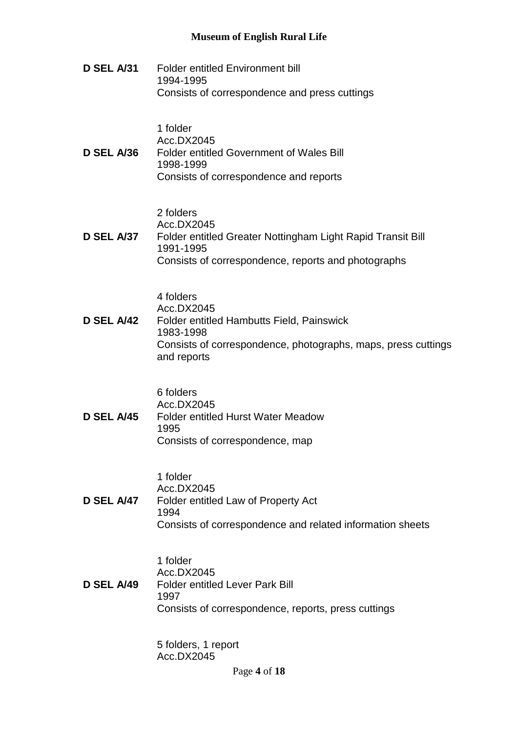**D SEL A/31** Folder entitled Environment bill
1994-1995
Consists of correspondence and press cuttings

1 folder
Acc.DX2045

**D SEL A/36** Folder entitled Government of Wales Bill
1998-1999
Consists of correspondence and reports

2 folders
Acc.DX2045

**D SEL A/37** Folder entitled Greater Nottingham Light Rapid Transit Bill
1991-1995
Consists of correspondence, reports and photographs

4 folders
Acc.DX2045

**D SEL A/42** Folder entitled Hambutts Field, Painswick
1983-1998
Consists of correspondence, photographs, maps, press cuttings and reports

6 folders
Acc.DX2045

**D SEL A/45** Folder entitled Hurst Water Meadow
1995
Consists of correspondence, map

1 folder
Acc.DX2045

**D SEL A/47** Folder entitled Law of Property Act
1994
Consists of correspondence and related information sheets

1 folder
Acc.DX2045

**D SEL A/49** Folder entitled Lever Park Bill
1997
Consists of correspondence, reports, press cuttings

5 folders, 1 report
Acc.DX2045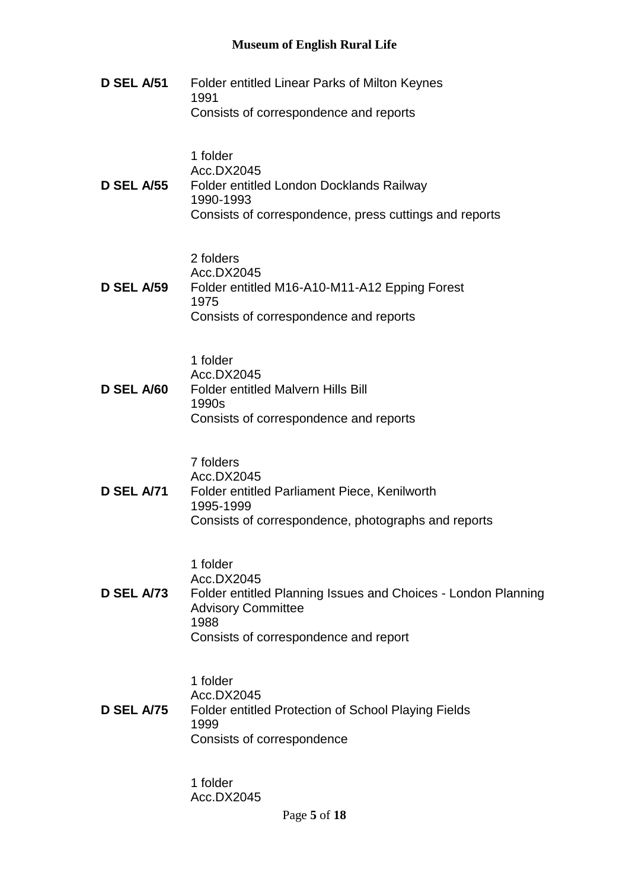**D SEL A/51** Folder entitled Linear Parks of Milton Keynes
1991
Consists of correspondence and reports

1 folder
Acc.DX2045

**D SEL A/55** Folder entitled London Docklands Railway
1990-1993
Consists of correspondence, press cuttings and reports

2 folders
Acc.DX2045

**D SEL A/59** Folder entitled M16-A10-M11-A12 Epping Forest
1975
Consists of correspondence and reports

1 folder
Acc.DX2045

**D SEL A/60** Folder entitled Malvern Hills Bill
1990s
Consists of correspondence and reports

7 folders
Acc.DX2045

**D SEL A/71** Folder entitled Parliament Piece, Kenilworth
1995-1999
Consists of correspondence, photographs and reports

1 folder
Acc.DX2045

**D SEL A/73** Folder entitled Planning Issues and Choices - London Planning Advisory Committee
1988
Consists of correspondence and report

1 folder
Acc.DX2045

**D SEL A/75** Folder entitled Protection of School Playing Fields
1999
Consists of correspondence

1 folder
Acc.DX2045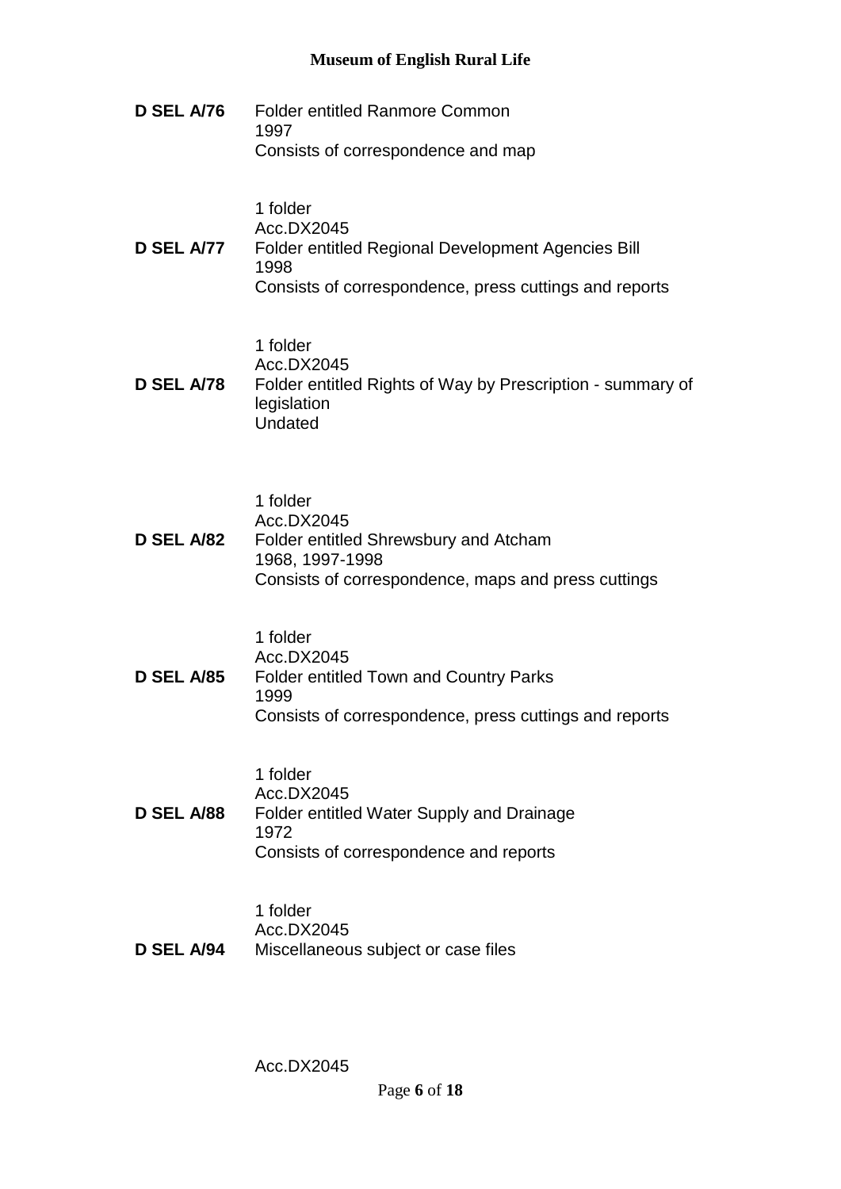**D SEL A/76** Folder entitled Ranmore Common
1997
Consists of correspondence and map

1 folder
Acc.DX2045

**D SEL A/77** Folder entitled Regional Development Agencies Bill
1998
Consists of correspondence, press cuttings and reports

1 folder
Acc.DX2045

**D SEL A/78** Folder entitled Rights of Way by Prescription - summary of legislation
Undated

1 folder
Acc.DX2045

**D SEL A/82** Folder entitled Shrewsbury and Atcham
1968, 1997-1998
Consists of correspondence, maps and press cuttings

1 folder
Acc.DX2045

**D SEL A/85** Folder entitled Town and Country Parks
1999
Consists of correspondence, press cuttings and reports

1 folder
Acc.DX2045

**D SEL A/88** Folder entitled Water Supply and Drainage
1972
Consists of correspondence and reports

1 folder
Acc.DX2045

**D SEL A/94** Miscellaneous subject or case files

Acc.DX2045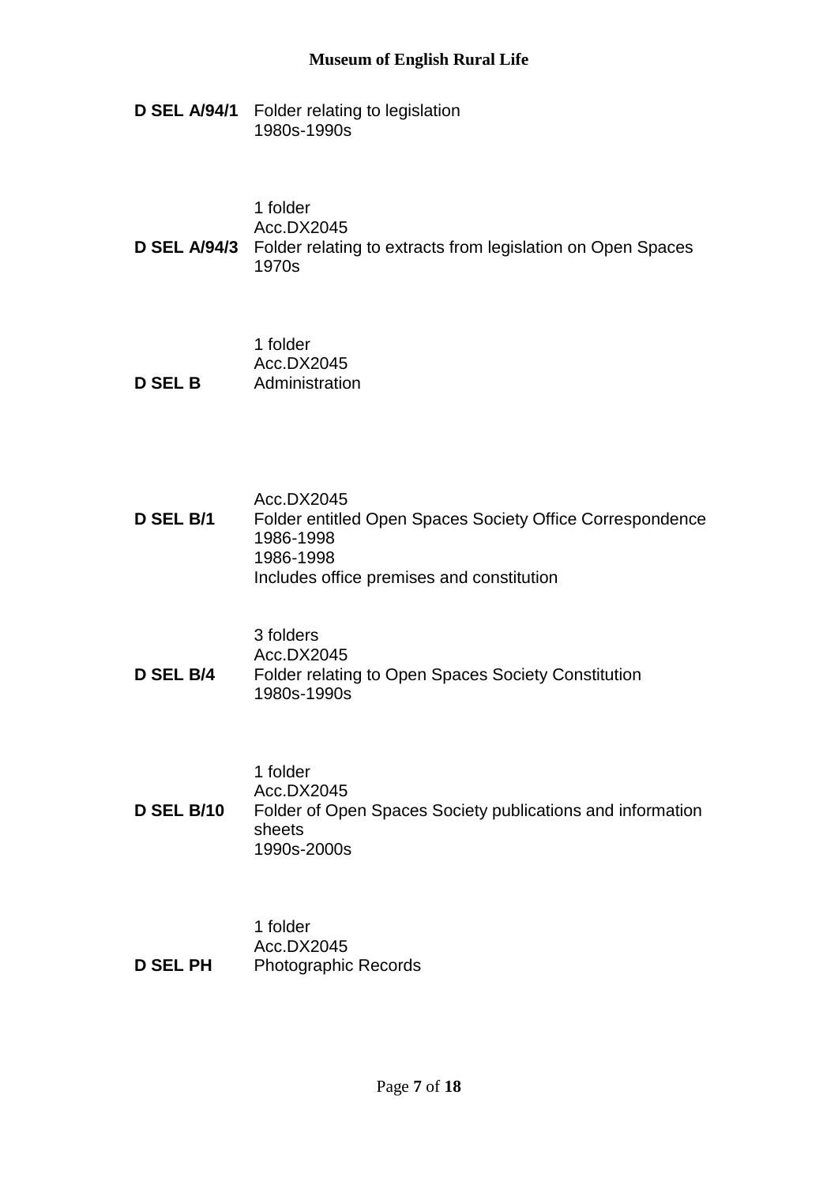**D SEL A/94/1** Folder relating to legislation
1980s-1990s

1 folder
Acc.DX2045

**D SEL A/94/3** Folder relating to extracts from legislation on Open Spaces
1970s

1 folder
Acc.DX2045

**D SEL B** Administration

Acc.DX2045

**D SEL B/1** Folder entitled Open Spaces Society Office Correspondence
1986-1998
1986-1998
Includes office premises and constitution

3 folders
Acc.DX2045

**D SEL B/4** Folder relating to Open Spaces Society Constitution
1980s-1990s

1 folder
Acc.DX2045

**D SEL B/10** Folder of Open Spaces Society publications and information sheets
1990s-2000s

1 folder
Acc.DX2045

**D SEL PH** Photographic Records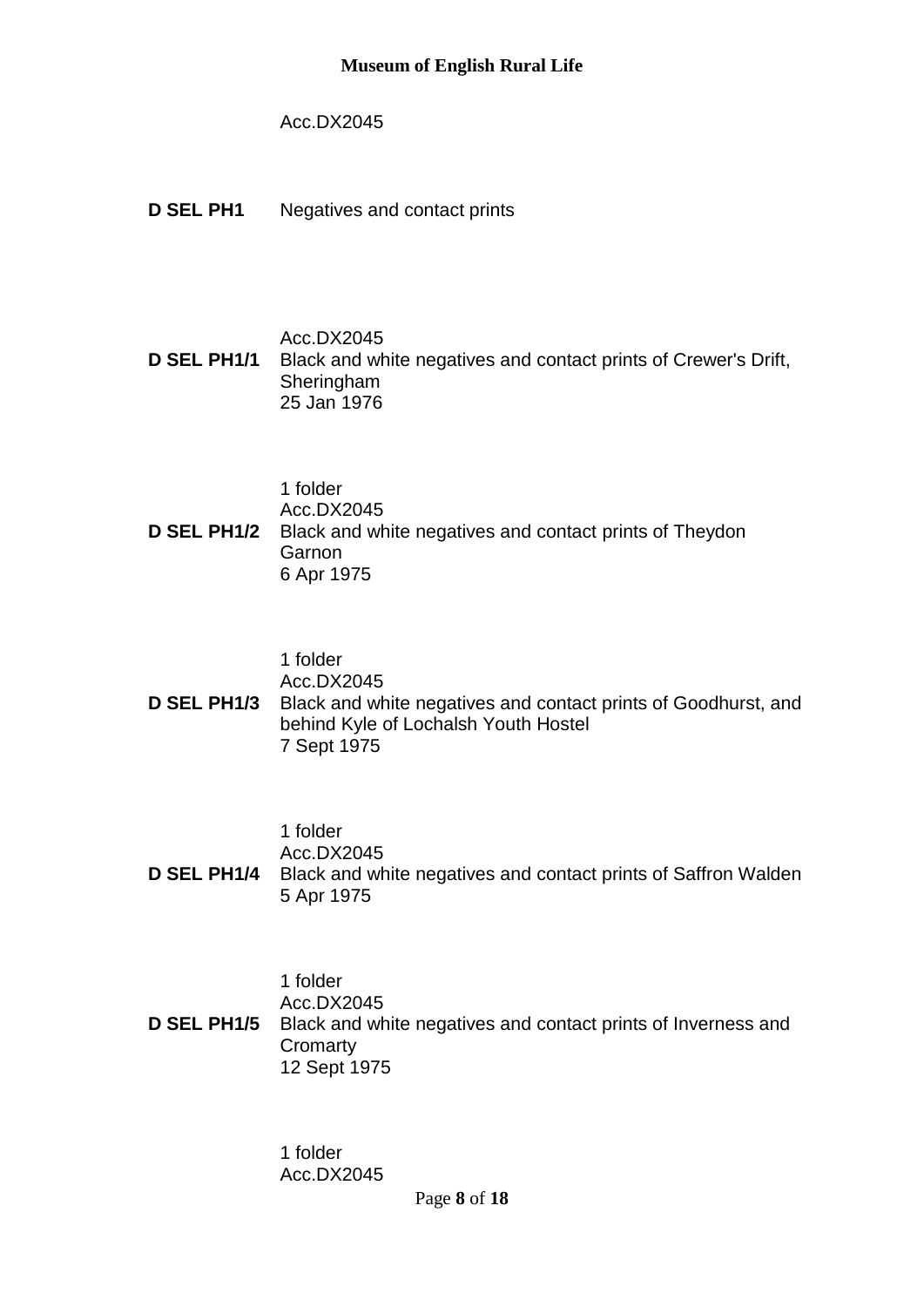Acc.DX2045

**D SEL PH1** Negatives and contact prints

Acc.DX2045

**D SEL PH1/1** Black and white negatives and contact prints of Crewer's Drift, Sheringham
25 Jan 1976

1 folder
Acc.DX2045

**D SEL PH1/2** Black and white negatives and contact prints of Theydon Garnon
6 Apr 1975

1 folder
Acc.DX2045

**D SEL PH1/3** Black and white negatives and contact prints of Goodhurst, and behind Kyle of Lochalsh Youth Hostel
7 Sept 1975

1 folder
Acc.DX2045

**D SEL PH1/4** Black and white negatives and contact prints of Saffron Walden
5 Apr 1975

1 folder
Acc.DX2045

**D SEL PH1/5** Black and white negatives and contact prints of Inverness and Cromarty
12 Sept 1975

1 folder
Acc.DX2045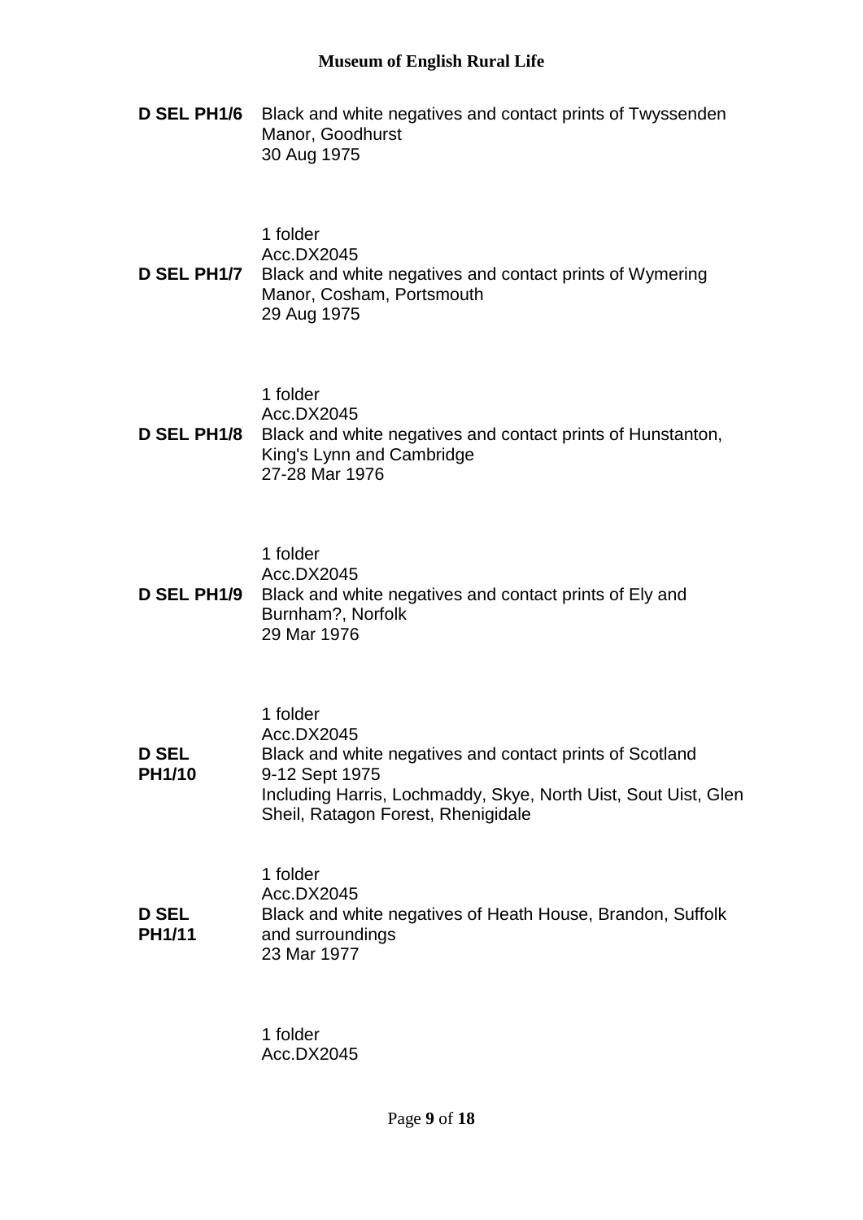**D SEL PH1/6** Black and white negatives and contact prints of Twyssenden Manor, Goodhurst
30 Aug 1975

1 folder
Acc.DX2045

**D SEL PH1/7** Black and white negatives and contact prints of Wymering Manor, Cosham, Portsmouth
29 Aug 1975

1 folder
Acc.DX2045

**D SEL PH1/8** Black and white negatives and contact prints of Hunstanton, King's Lynn and Cambridge
27-28 Mar 1976

1 folder
Acc.DX2045

**D SEL PH1/9** Black and white negatives and contact prints of Ely and Burnham?, Norfolk
29 Mar 1976

1 folder
Acc.DX2045

**D SEL PH1/10** Black and white negatives and contact prints of Scotland
9-12 Sept 1975
Including Harris, Lochmaddy, Skye, North Uist, Sout Uist, Glen Sheil, Ratagon Forest, Rhenigidale

1 folder
Acc.DX2045

**D SEL PH1/11** Black and white negatives of Heath House, Brandon, Suffolk and surroundings
23 Mar 1977

1 folder
Acc.DX2045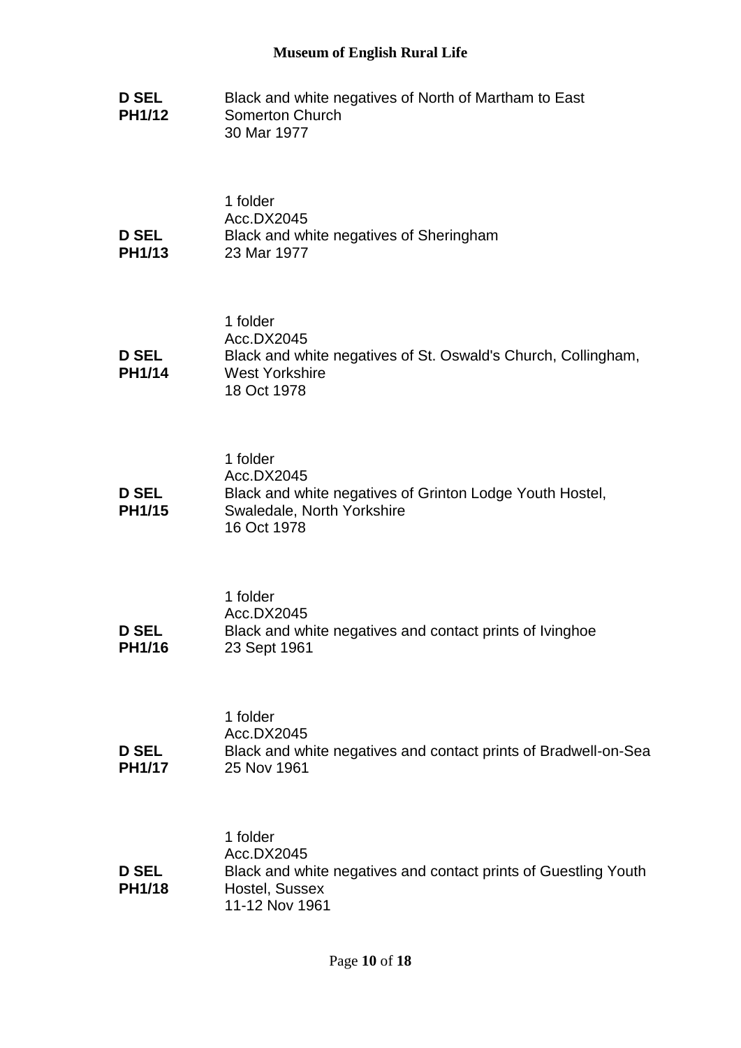**D SEL PH1/12** Black and white negatives of North of Martham to East Somerton Church
30 Mar 1977

1 folder
Acc.DX2045

**D SEL PH1/13** Black and white negatives of Sheringham
23 Mar 1977

1 folder
Acc.DX2045

**D SEL PH1/14** Black and white negatives of St. Oswald's Church, Collingham, West Yorkshire
18 Oct 1978

1 folder
Acc.DX2045

**D SEL PH1/15** Black and white negatives of Grinton Lodge Youth Hostel, Swaledale, North Yorkshire
16 Oct 1978

1 folder
Acc.DX2045

**D SEL PH1/16** Black and white negatives and contact prints of Ivinghoe
23 Sept 1961

1 folder
Acc.DX2045

**D SEL PH1/17** Black and white negatives and contact prints of Bradwell-on-Sea
25 Nov 1961

1 folder
Acc.DX2045

**D SEL PH1/18** Black and white negatives and contact prints of Guestling Youth Hostel, Sussex
11-12 Nov 1961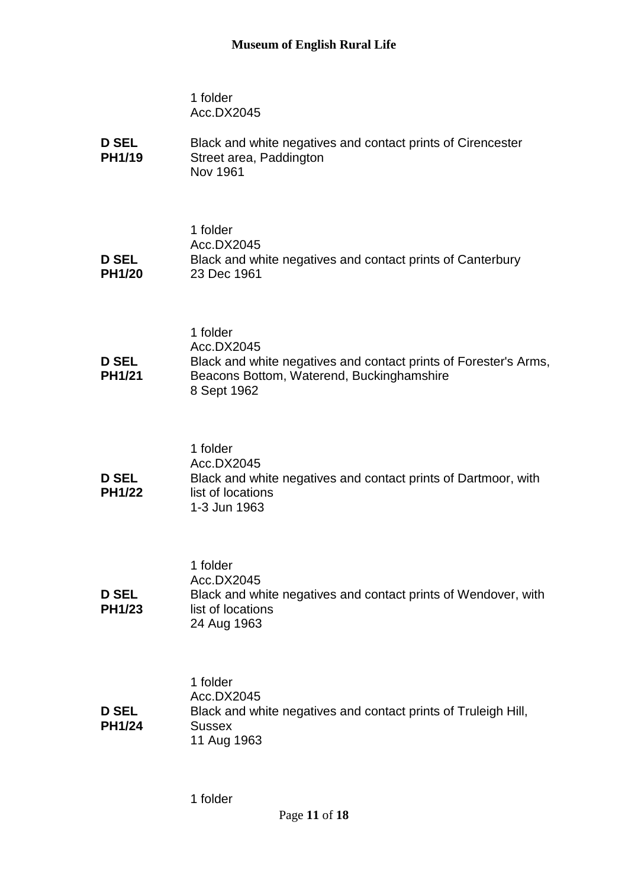1 folder
Acc.DX2045

**D SEL PH1/19** Black and white negatives and contact prints of Cirencester Street area, Paddington
Nov 1961

1 folder
Acc.DX2045

**D SEL PH1/20** Black and white negatives and contact prints of Canterbury
23 Dec 1961

1 folder
Acc.DX2045

**D SEL PH1/21** Black and white negatives and contact prints of Forester's Arms, Beacons Bottom, Waterend, Buckinghamshire
8 Sept 1962

1 folder
Acc.DX2045

**D SEL PH1/22** Black and white negatives and contact prints of Dartmoor, with list of locations
1-3 Jun 1963

1 folder
Acc.DX2045

**D SEL PH1/23** Black and white negatives and contact prints of Wendover, with list of locations
24 Aug 1963

1 folder
Acc.DX2045

**D SEL PH1/24** Black and white negatives and contact prints of Truleigh Hill, Sussex
11 Aug 1963

1 folder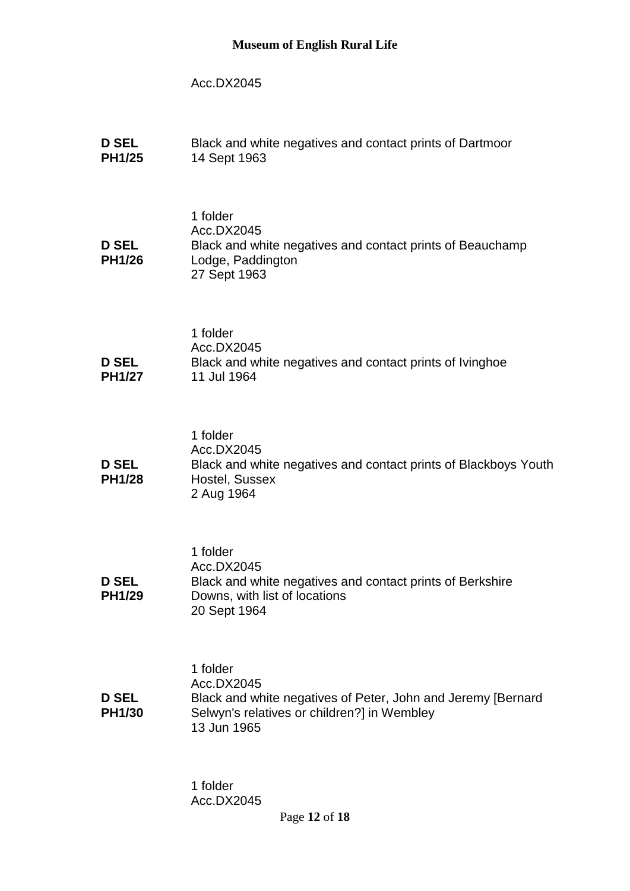Acc.DX2045

**D SEL PH1/25** Black and white negatives and contact prints of Dartmoor
14 Sept 1963

1 folder
Acc.DX2045

**D SEL PH1/26** Black and white negatives and contact prints of Beauchamp Lodge, Paddington
27 Sept 1963

1 folder
Acc.DX2045

**D SEL PH1/27** Black and white negatives and contact prints of Ivinghoe
11 Jul 1964

1 folder
Acc.DX2045

**D SEL PH1/28** Black and white negatives and contact prints of Blackboys Youth Hostel, Sussex
2 Aug 1964

1 folder
Acc.DX2045

**D SEL PH1/29** Black and white negatives and contact prints of Berkshire Downs, with list of locations
20 Sept 1964

1 folder
Acc.DX2045

**D SEL PH1/30** Black and white negatives of Peter, John and Jeremy [Bernard Selwyn's relatives or children?] in Wembley
13 Jun 1965

1 folder
Acc.DX2045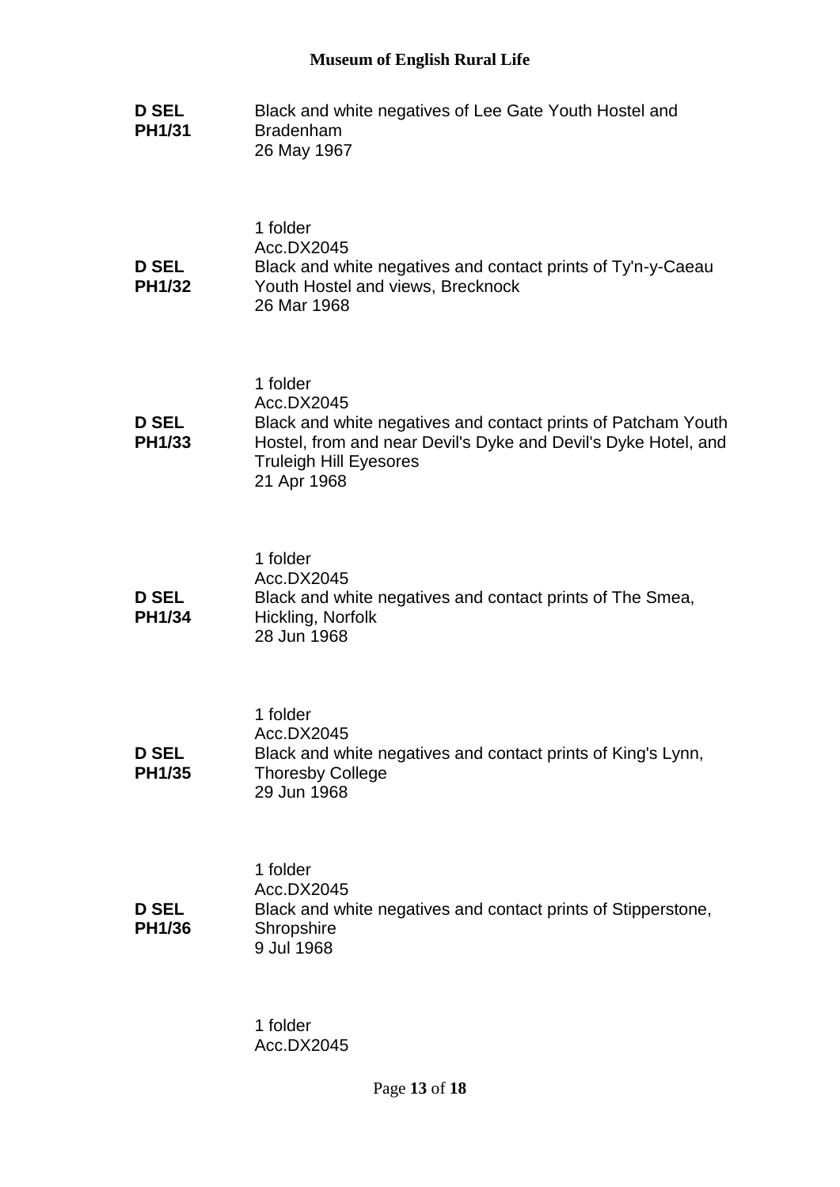**D SEL PH1/31**

Black and white negatives of Lee Gate Youth Hostel and Bradenham
26 May 1967

1 folder
Acc.DX2045

**D SEL PH1/32**

Black and white negatives and contact prints of Ty'n-y-Caeau Youth Hostel and views, Brecknock
26 Mar 1968

1 folder
Acc.DX2045

**D SEL PH1/33**

Black and white negatives and contact prints of Patcham Youth Hostel, from and near Devil's Dyke and Devil's Dyke Hotel, and Truleigh Hill Eyesores
21 Apr 1968

1 folder
Acc.DX2045

**D SEL PH1/34**

Black and white negatives and contact prints of The Smea, Hickling, Norfolk
28 Jun 1968

1 folder
Acc.DX2045

**D SEL PH1/35**

Black and white negatives and contact prints of King's Lynn, Thoresby College
29 Jun 1968

1 folder
Acc.DX2045

**D SEL PH1/36**

Black and white negatives and contact prints of Stipperstone, Shropshire
9 Jul 1968

1 folder
Acc.DX2045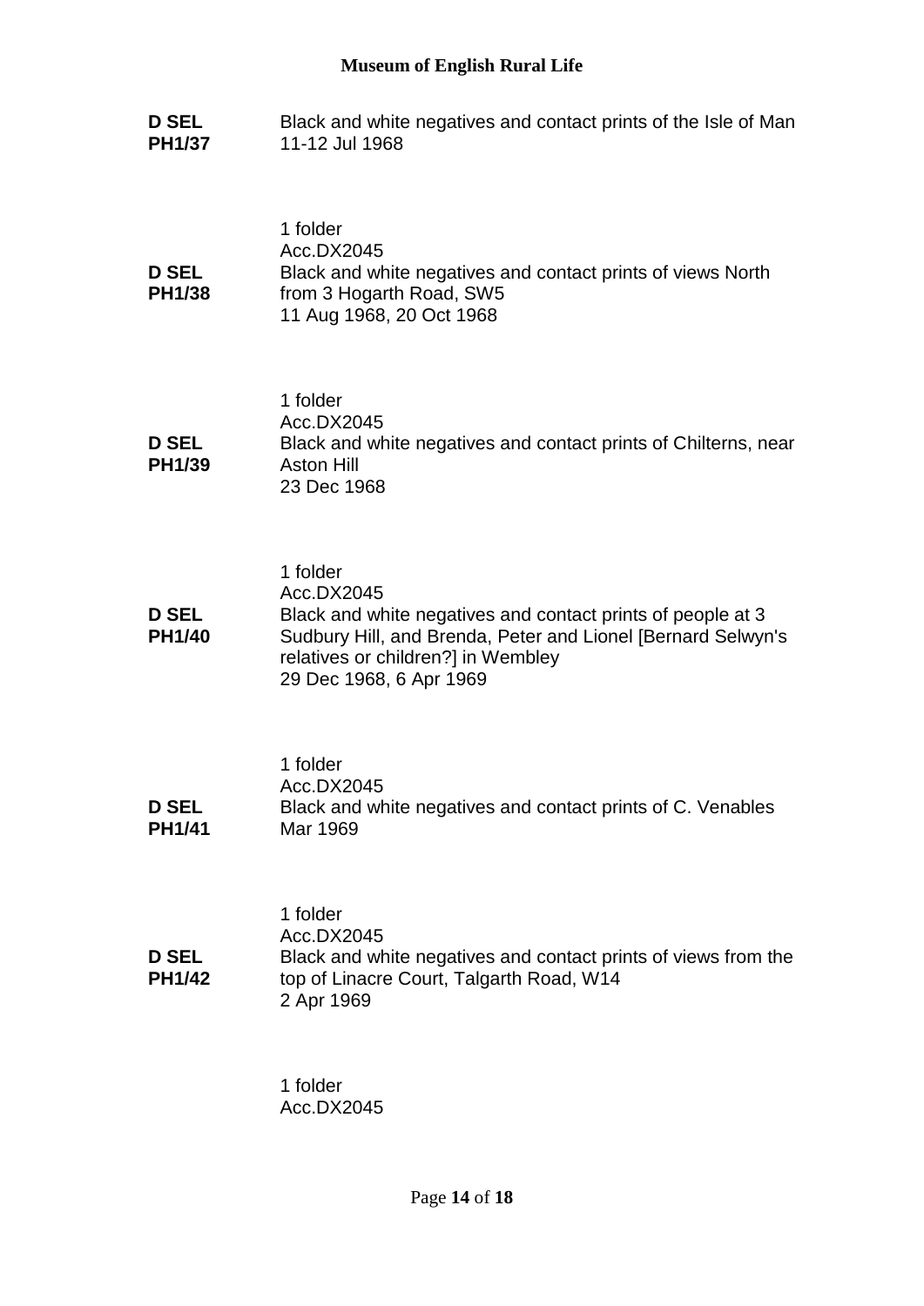**D SEL PH1/37**

Black and white negatives and contact prints of the Isle of Man
11-12 Jul 1968

1 folder
Acc.DX2045

**D SEL PH1/38**

Black and white negatives and contact prints of views North from 3 Hogarth Road, SW5
11 Aug 1968, 20 Oct 1968

1 folder
Acc.DX2045

**D SEL PH1/39**

Black and white negatives and contact prints of Chilterns, near Aston Hill
23 Dec 1968

1 folder
Acc.DX2045

**D SEL PH1/40**

Black and white negatives and contact prints of people at 3 Sudbury Hill, and Brenda, Peter and Lionel [Bernard Selwyn's relatives or children?] in Wembley
29 Dec 1968, 6 Apr 1969

1 folder
Acc.DX2045

**D SEL PH1/41**

Black and white negatives and contact prints of C. Venables
Mar 1969

1 folder
Acc.DX2045

**D SEL PH1/42**

Black and white negatives and contact prints of views from the top of Linacre Court, Talgarth Road, W14
2 Apr 1969

1 folder
Acc.DX2045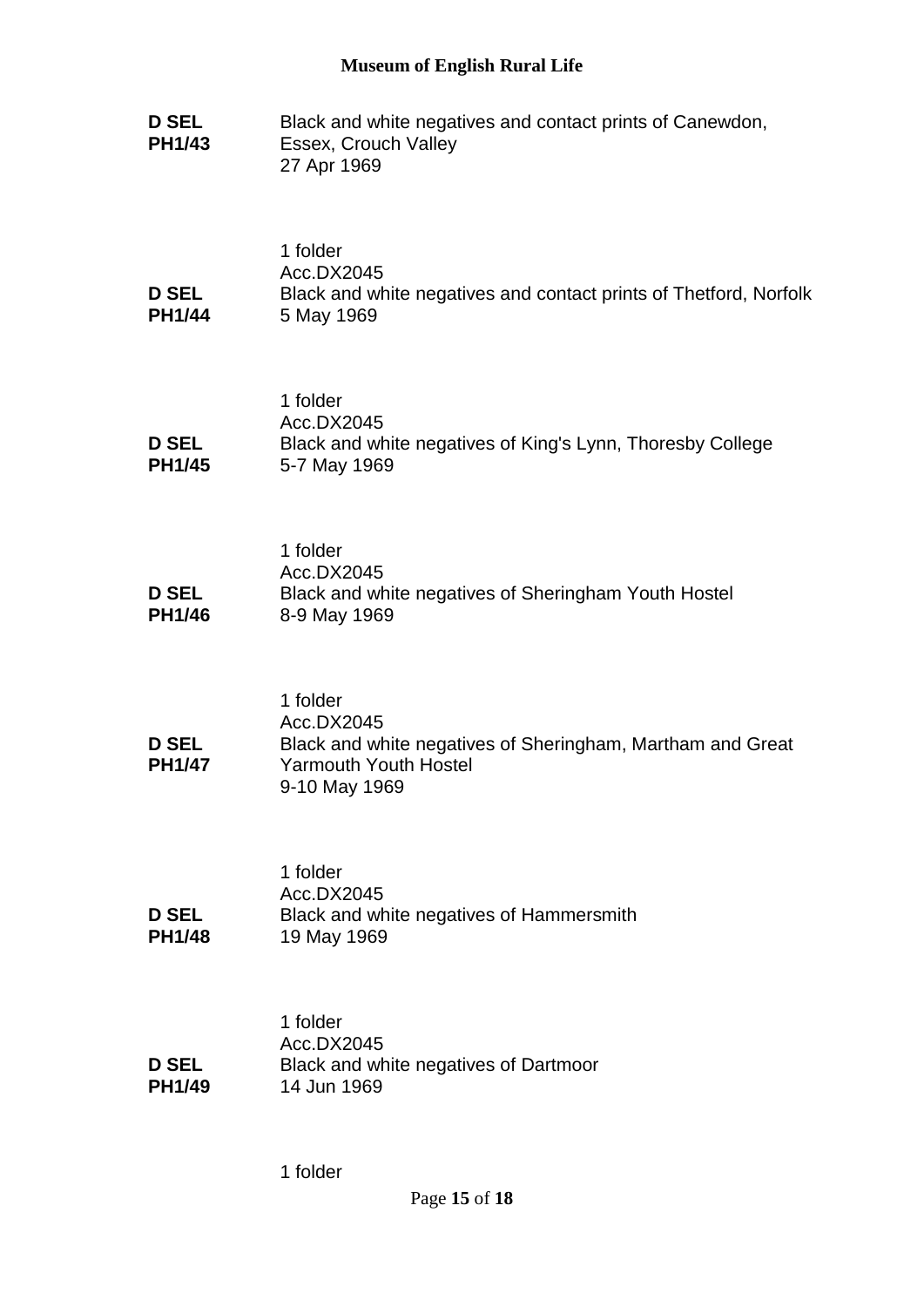**D SEL PH1/43**
Black and white negatives and contact prints of Canewdon, Essex, Crouch Valley
27 Apr 1969

1 folder
Acc.DX2045

**D SEL PH1/44**
Black and white negatives and contact prints of Thetford, Norfolk
5 May 1969

1 folder
Acc.DX2045

**D SEL PH1/45**
Black and white negatives of King's Lynn, Thoresby College
5-7 May 1969

1 folder
Acc.DX2045

**D SEL PH1/46**
Black and white negatives of Sheringham Youth Hostel
8-9 May 1969

1 folder
Acc.DX2045

**D SEL PH1/47**
Black and white negatives of Sheringham, Martham and Great Yarmouth Youth Hostel
9-10 May 1969

1 folder
Acc.DX2045

**D SEL PH1/48**
Black and white negatives of Hammersmith
19 May 1969

1 folder
Acc.DX2045

**D SEL PH1/49**
Black and white negatives of Dartmoor
14 Jun 1969

1 folder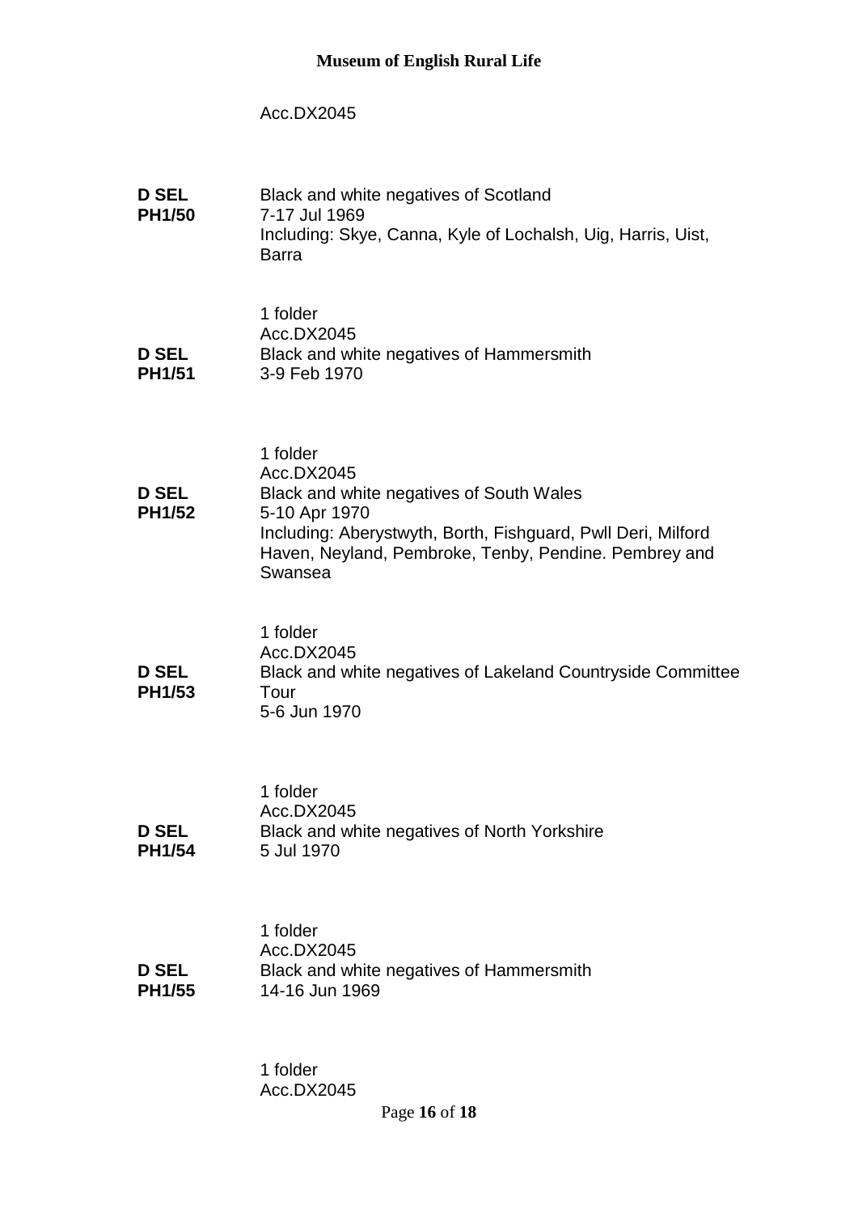Acc.DX2045

| | |
|---|---|
| **D SEL PH1/50** | Black and white negatives of Scotland<br>7-17 Jul 1969<br>Including: Skye, Canna, Kyle of Lochalsh, Uig, Harris, Uist, Barra<br><br>1 folder<br>Acc.DX2045 |
| **D SEL PH1/51** | Black and white negatives of Hammersmith<br>3-9 Feb 1970<br><br>1 folder<br>Acc.DX2045 |
| **D SEL PH1/52** | Black and white negatives of South Wales<br>5-10 Apr 1970<br>Including: Aberystwyth, Borth, Fishguard, Pwll Deri, Milford Haven, Neyland, Pembroke, Tenby, Pendine. Pembrey and Swansea<br><br>1 folder<br>Acc.DX2045 |
| **D SEL PH1/53** | Black and white negatives of Lakeland Countryside Committee Tour<br>5-6 Jun 1970<br><br>1 folder<br>Acc.DX2045 |
| **D SEL PH1/54** | Black and white negatives of North Yorkshire<br>5 Jul 1970<br><br>1 folder<br>Acc.DX2045 |
| **D SEL PH1/55** | Black and white negatives of Hammersmith<br>14-16 Jun 1969<br><br>1 folder<br>Acc.DX2045 |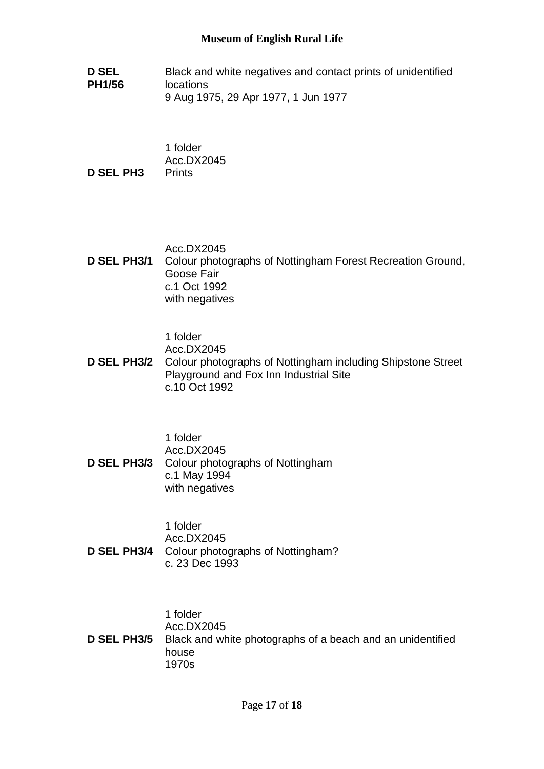**D SEL PH1/56** Black and white negatives and contact prints of unidentified locations
9 Aug 1975, 29 Apr 1977, 1 Jun 1977

1 folder
Acc.DX2045

**D SEL PH3** Prints

Acc.DX2045

**D SEL PH3/1** Colour photographs of Nottingham Forest Recreation Ground, Goose Fair
c.1 Oct 1992
with negatives

1 folder
Acc.DX2045

**D SEL PH3/2** Colour photographs of Nottingham including Shipstone Street Playground and Fox Inn Industrial Site
c.10 Oct 1992

1 folder
Acc.DX2045

**D SEL PH3/3** Colour photographs of Nottingham
c.1 May 1994
with negatives

1 folder
Acc.DX2045

**D SEL PH3/4** Colour photographs of Nottingham?
c. 23 Dec 1993

1 folder
Acc.DX2045

**D SEL PH3/5** Black and white photographs of a beach and an unidentified house
1970s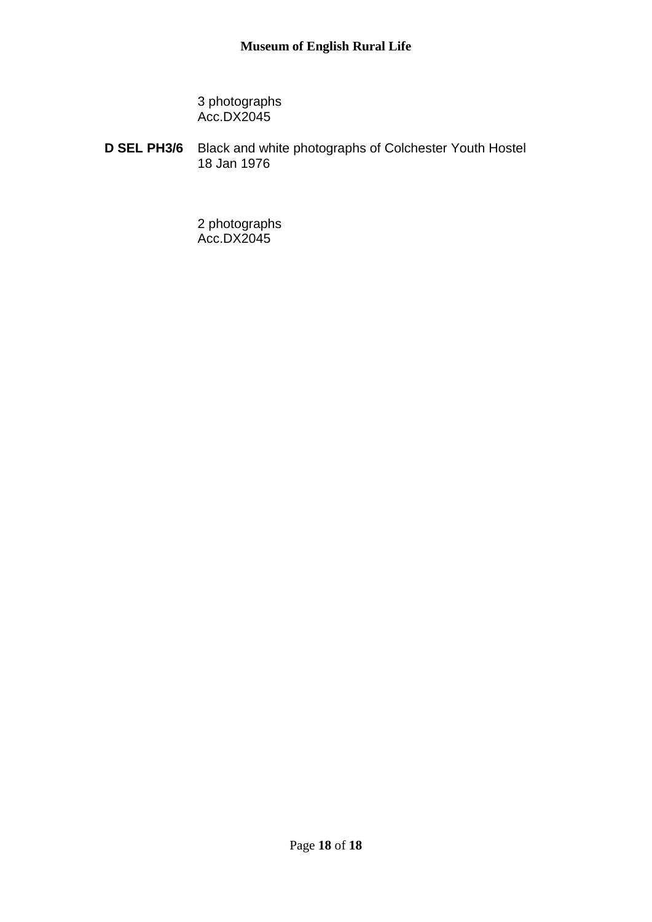3 photographs
Acc.DX2045

**D SEL PH3/6** Black and white photographs of Colchester Youth Hostel
18 Jan 1976

2 photographs
Acc.DX2045